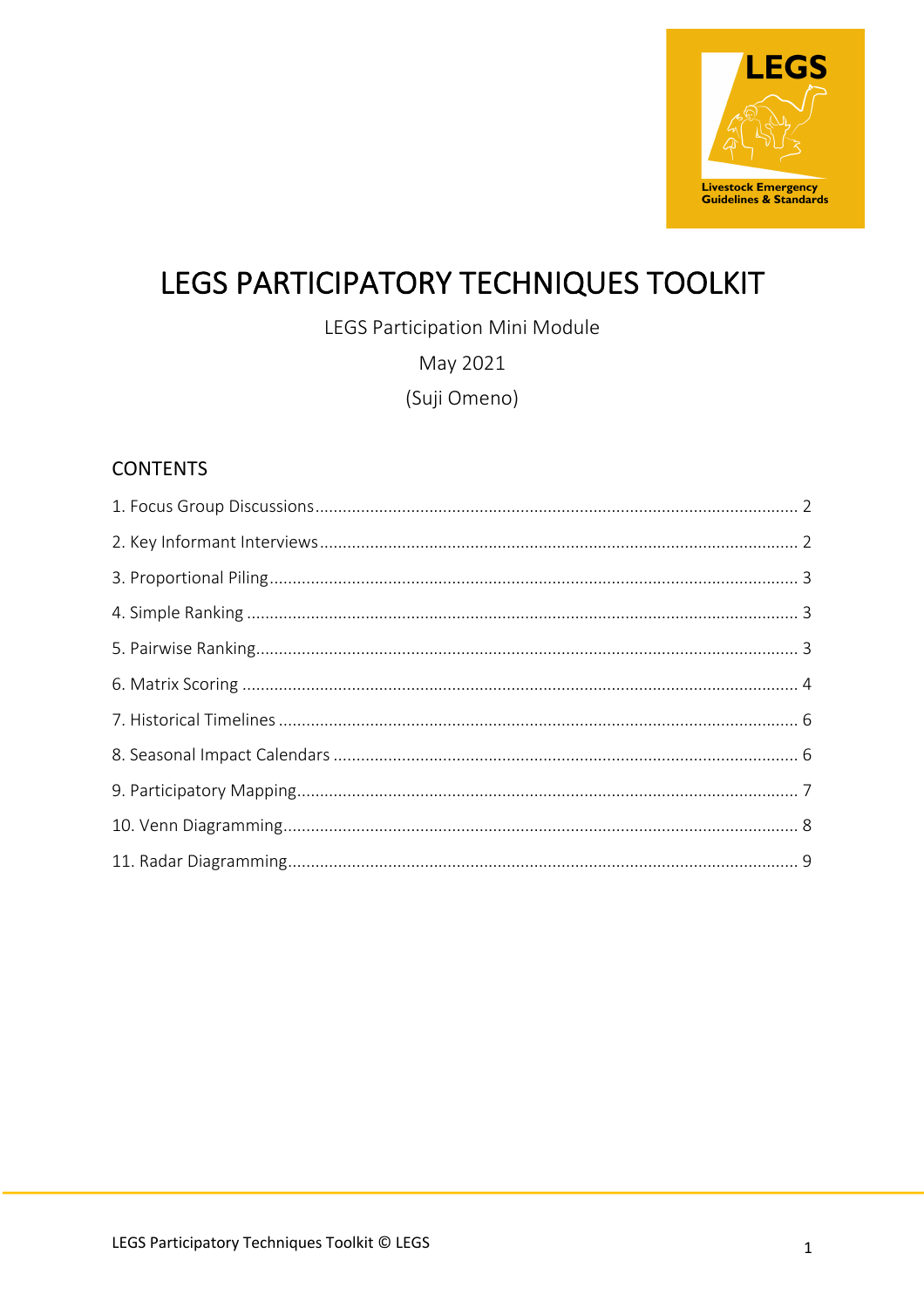# LEGS PARTICIPATORY TECHNIQUES TOOLKIT

LEGS Participation Mini Module

May 2021

(Suji Omeno)

## CONTENTS

1. Focus Group Discussions ........ 2
2. Key Informant Interviews ........ 2
3. Proportional Piling ........ 3
4. Simple Ranking ........ 3
5. Pairwise Ranking ........ 3
6. Matrix Scoring ........ 4
7. Historical Timelines ........ 6
8. Seasonal Impact Calendars ........ 6
9. Participatory Mapping ........ 7
10. Venn Diagramming ........ 8
11. Radar Diagramming ........ 9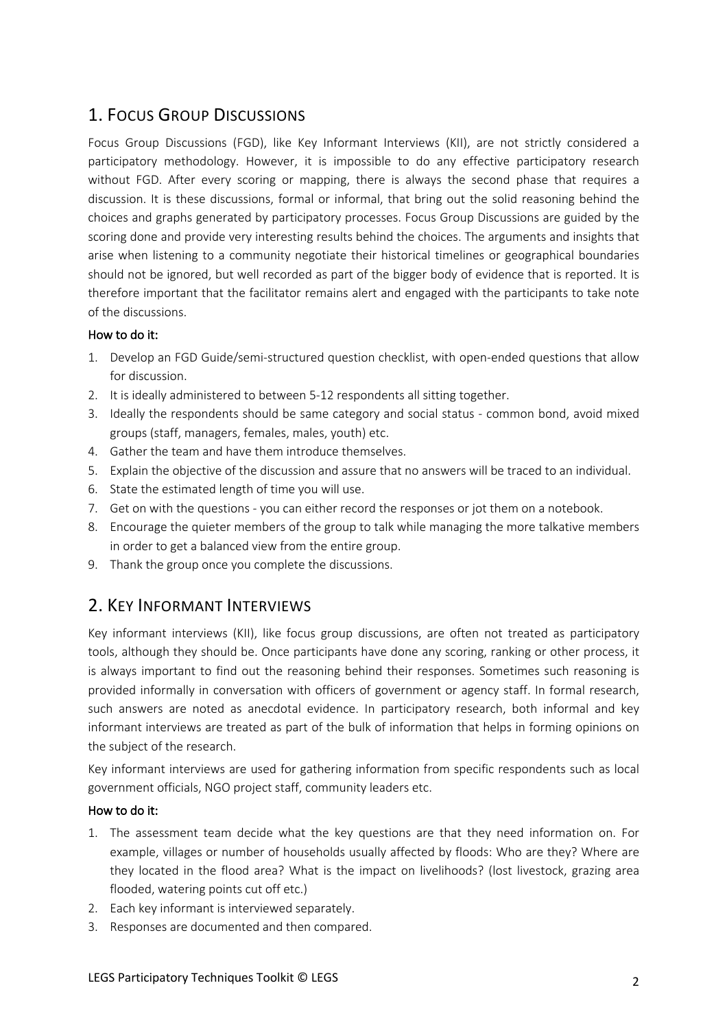## 1. Focus Group Discussions

Focus Group Discussions (FGD), like Key Informant Interviews (KII), are not strictly considered a participatory methodology. However, it is impossible to do any effective participatory research without FGD. After every scoring or mapping, there is always the second phase that requires a discussion. It is these discussions, formal or informal, that bring out the solid reasoning behind the choices and graphs generated by participatory processes. Focus Group Discussions are guided by the scoring done and provide very interesting results behind the choices. The arguments and insights that arise when listening to a community negotiate their historical timelines or geographical boundaries should not be ignored, but well recorded as part of the bigger body of evidence that is reported. It is therefore important that the facilitator remains alert and engaged with the participants to take note of the discussions.

**How to do it:**

1. Develop an FGD Guide/semi-structured question checklist, with open-ended questions that allow for discussion.
2. It is ideally administered to between 5-12 respondents all sitting together.
3. Ideally the respondents should be same category and social status - common bond, avoid mixed groups (staff, managers, females, males, youth) etc.
4. Gather the team and have them introduce themselves.
5. Explain the objective of the discussion and assure that no answers will be traced to an individual.
6. State the estimated length of time you will use.
7. Get on with the questions - you can either record the responses or jot them on a notebook.
8. Encourage the quieter members of the group to talk while managing the more talkative members in order to get a balanced view from the entire group.
9. Thank the group once you complete the discussions.

## 2. Key Informant Interviews

Key informant interviews (KII), like focus group discussions, are often not treated as participatory tools, although they should be. Once participants have done any scoring, ranking or other process, it is always important to find out the reasoning behind their responses. Sometimes such reasoning is provided informally in conversation with officers of government or agency staff. In formal research, such answers are noted as anecdotal evidence. In participatory research, both informal and key informant interviews are treated as part of the bulk of information that helps in forming opinions on the subject of the research.

Key informant interviews are used for gathering information from specific respondents such as local government officials, NGO project staff, community leaders etc.

**How to do it:**

1. The assessment team decide what the key questions are that they need information on. For example, villages or number of households usually affected by floods: Who are they? Where are they located in the flood area? What is the impact on livelihoods? (lost livestock, grazing area flooded, watering points cut off etc.)
2. Each key informant is interviewed separately.
3. Responses are documented and then compared.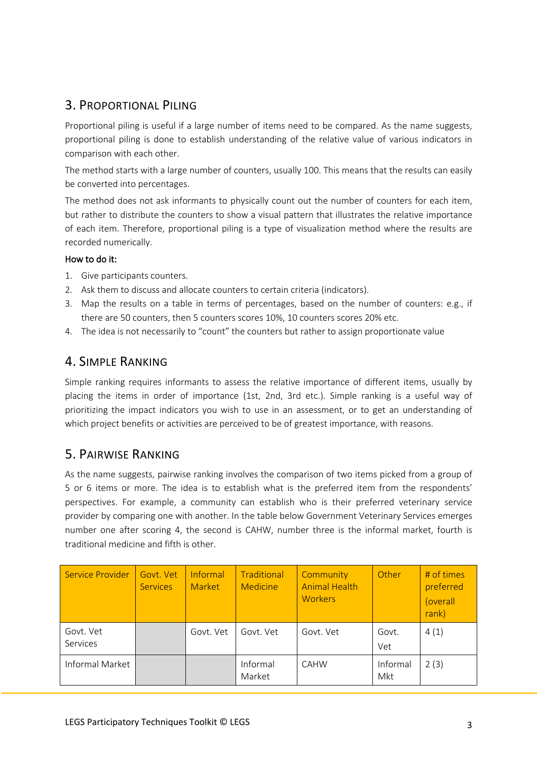## 3. Proportional Piling

Proportional piling is useful if a large number of items need to be compared. As the name suggests, proportional piling is done to establish understanding of the relative value of various indicators in comparison with each other.

The method starts with a large number of counters, usually 100. This means that the results can easily be converted into percentages.

The method does not ask informants to physically count out the number of counters for each item, but rather to distribute the counters to show a visual pattern that illustrates the relative importance of each item. Therefore, proportional piling is a type of visualization method where the results are recorded numerically.

**How to do it:**

1. Give participants counters.
2. Ask them to discuss and allocate counters to certain criteria (indicators).
3. Map the results on a table in terms of percentages, based on the number of counters: e.g., if there are 50 counters, then 5 counters scores 10%, 10 counters scores 20% etc.
4. The idea is not necessarily to "count" the counters but rather to assign proportionate value

## 4. Simple Ranking

Simple ranking requires informants to assess the relative importance of different items, usually by placing the items in order of importance (1st, 2nd, 3rd etc.). Simple ranking is a useful way of prioritizing the impact indicators you wish to use in an assessment, or to get an understanding of which project benefits or activities are perceived to be of greatest importance, with reasons.

## 5. Pairwise Ranking

As the name suggests, pairwise ranking involves the comparison of two items picked from a group of 5 or 6 items or more. The idea is to establish what is the preferred item from the respondents' perspectives. For example, a community can establish who is their preferred veterinary service provider by comparing one with another. In the table below Government Veterinary Services emerges number one after scoring 4, the second is CAHW, number three is the informal market, fourth is traditional medicine and fifth is other.

| Service Provider | Govt. Vet Services | Informal Market | Traditional Medicine | Community Animal Health Workers | Other | # of times preferred (overall rank) |
|---|---|---|---|---|---|---|
| Govt. Vet Services | | Govt. Vet | Govt. Vet | Govt. Vet | Govt. Vet | 4 (1) |
| Informal Market | | | Informal Market | CAHW | Informal Mkt | 2 (3) |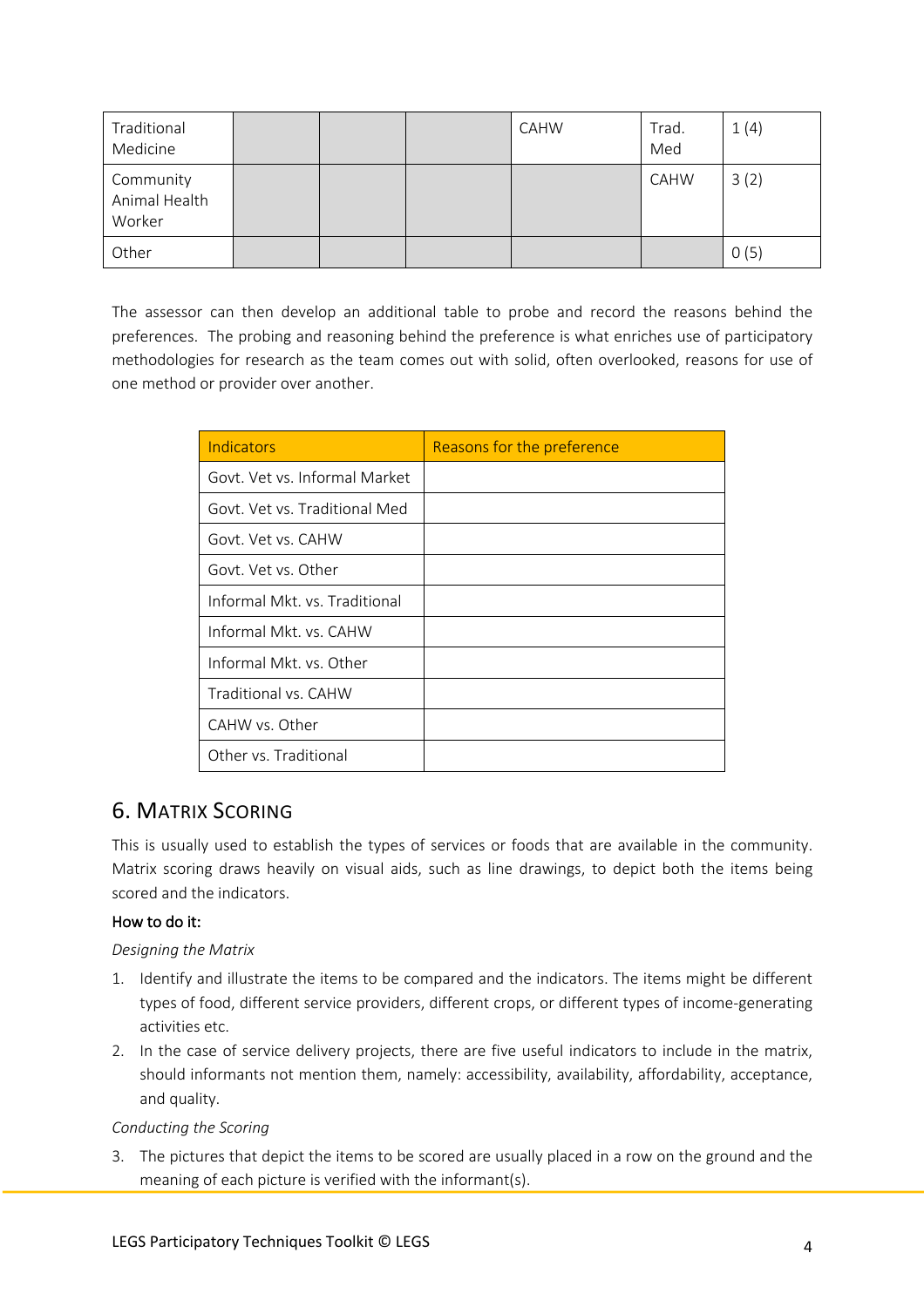| | | | | | | |
|---|---|---|---|---|---|---|
| Traditional Medicine | | | | CAHW | Trad. Med | 1 (4) |
| Community Animal Health Worker | | | | | CAHW | 3 (2) |
| Other | | | | | | 0 (5) |

The assessor can then develop an additional table to probe and record the reasons behind the preferences. The probing and reasoning behind the preference is what enriches use of participatory methodologies for research as the team comes out with solid, often overlooked, reasons for use of one method or provider over another.

| Indicators | Reasons for the preference |
|---|---|
| Govt. Vet vs. Informal Market | |
| Govt. Vet vs. Traditional Med | |
| Govt. Vet vs. CAHW | |
| Govt. Vet vs. Other | |
| Informal Mkt. vs. Traditional | |
| Informal Mkt. vs. CAHW | |
| Informal Mkt. vs. Other | |
| Traditional vs. CAHW | |
| CAHW vs. Other | |
| Other vs. Traditional | |

## 6. Matrix Scoring

This is usually used to establish the types of services or foods that are available in the community. Matrix scoring draws heavily on visual aids, such as line drawings, to depict both the items being scored and the indicators.

**How to do it:**

*Designing the Matrix*

1. Identify and illustrate the items to be compared and the indicators. The items might be different types of food, different service providers, different crops, or different types of income-generating activities etc.
2. In the case of service delivery projects, there are five useful indicators to include in the matrix, should informants not mention them, namely: accessibility, availability, affordability, acceptance, and quality.

*Conducting the Scoring*

3. The pictures that depict the items to be scored are usually placed in a row on the ground and the meaning of each picture is verified with the informant(s).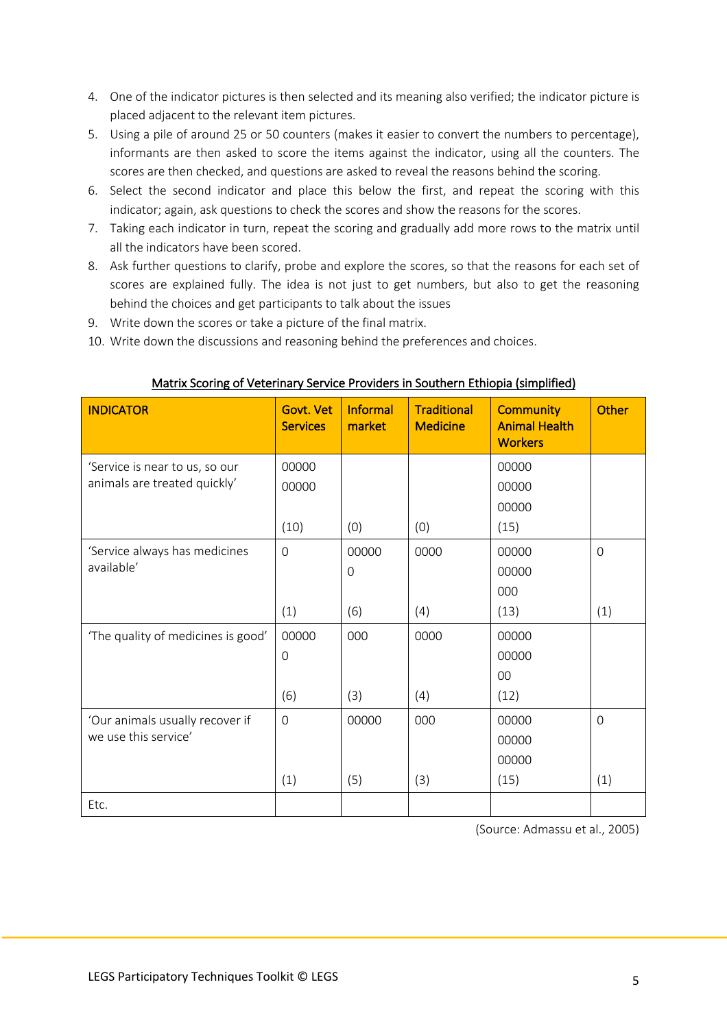4. One of the indicator pictures is then selected and its meaning also verified; the indicator picture is placed adjacent to the relevant item pictures.
5. Using a pile of around 25 or 50 counters (makes it easier to convert the numbers to percentage), informants are then asked to score the items against the indicator, using all the counters. The scores are then checked, and questions are asked to reveal the reasons behind the scoring.
6. Select the second indicator and place this below the first, and repeat the scoring with this indicator; again, ask questions to check the scores and show the reasons for the scores.
7. Taking each indicator in turn, repeat the scoring and gradually add more rows to the matrix until all the indicators have been scored.
8. Ask further questions to clarify, probe and explore the scores, so that the reasons for each set of scores are explained fully. The idea is not just to get numbers, but also to get the reasoning behind the choices and get participants to talk about the issues
9. Write down the scores or take a picture of the final matrix.
10. Write down the discussions and reasoning behind the preferences and choices.

<u>Matrix Scoring of Veterinary Service Providers in Southern Ethiopia (simplified)</u>

| INDICATOR | Govt. Vet Services | Informal market | Traditional Medicine | Community Animal Health Workers | Other |
|---|---|---|---|---|---|
| 'Service is near to us, so our animals are treated quickly' | 00000 00000 (10) | (0) | (0) | 00000 00000 00000 (15) | |
| 'Service always has medicines available' | 0 (1) | 00000 0 (6) | 0000 (4) | 00000 00000 000 (13) | 0 (1) |
| 'The quality of medicines is good' | 00000 0 (6) | 000 (3) | 0000 (4) | 00000 00000 00 (12) | |
| 'Our animals usually recover if we use this service' | 0 (1) | 00000 (5) | 000 (3) | 00000 00000 00000 (15) | 0 (1) |
| Etc. | | | | | |

(Source: Admassu et al., 2005)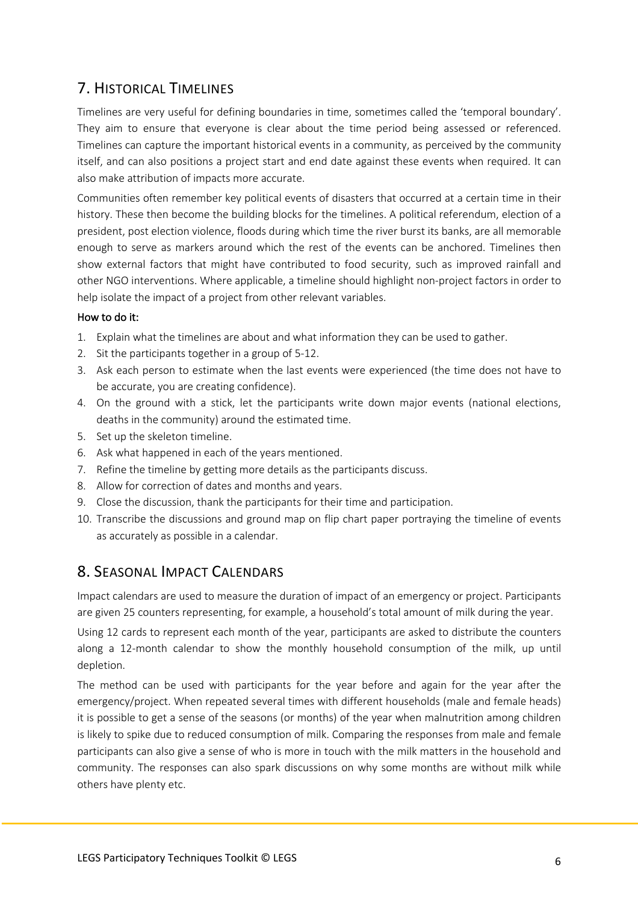## 7. Historical Timelines

Timelines are very useful for defining boundaries in time, sometimes called the 'temporal boundary'. They aim to ensure that everyone is clear about the time period being assessed or referenced. Timelines can capture the important historical events in a community, as perceived by the community itself, and can also positions a project start and end date against these events when required. It can also make attribution of impacts more accurate.

Communities often remember key political events of disasters that occurred at a certain time in their history. These then become the building blocks for the timelines. A political referendum, election of a president, post election violence, floods during which time the river burst its banks, are all memorable enough to serve as markers around which the rest of the events can be anchored. Timelines then show external factors that might have contributed to food security, such as improved rainfall and other NGO interventions. Where applicable, a timeline should highlight non-project factors in order to help isolate the impact of a project from other relevant variables.

**How to do it:**

1. Explain what the timelines are about and what information they can be used to gather.
2. Sit the participants together in a group of 5-12.
3. Ask each person to estimate when the last events were experienced (the time does not have to be accurate, you are creating confidence).
4. On the ground with a stick, let the participants write down major events (national elections, deaths in the community) around the estimated time.
5. Set up the skeleton timeline.
6. Ask what happened in each of the years mentioned.
7. Refine the timeline by getting more details as the participants discuss.
8. Allow for correction of dates and months and years.
9. Close the discussion, thank the participants for their time and participation.
10. Transcribe the discussions and ground map on flip chart paper portraying the timeline of events as accurately as possible in a calendar.

## 8. Seasonal Impact Calendars

Impact calendars are used to measure the duration of impact of an emergency or project. Participants are given 25 counters representing, for example, a household's total amount of milk during the year.

Using 12 cards to represent each month of the year, participants are asked to distribute the counters along a 12-month calendar to show the monthly household consumption of the milk, up until depletion.

The method can be used with participants for the year before and again for the year after the emergency/project. When repeated several times with different households (male and female heads) it is possible to get a sense of the seasons (or months) of the year when malnutrition among children is likely to spike due to reduced consumption of milk. Comparing the responses from male and female participants can also give a sense of who is more in touch with the milk matters in the household and community. The responses can also spark discussions on why some months are without milk while others have plenty etc.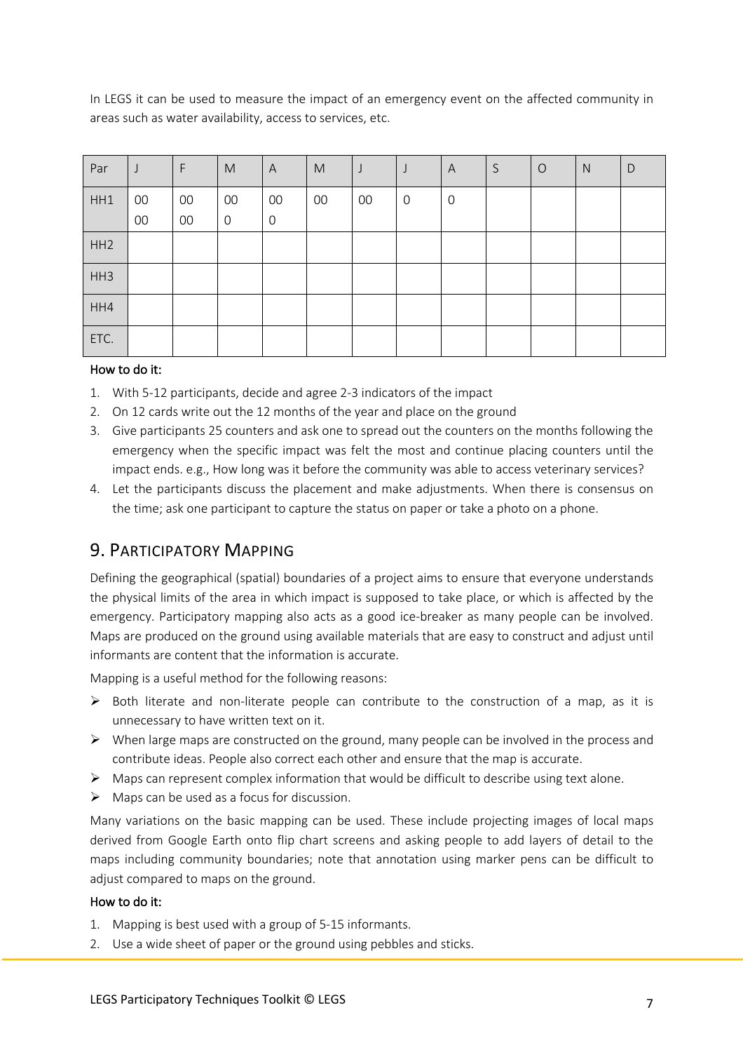In LEGS it can be used to measure the impact of an emergency event on the affected community in areas such as water availability, access to services, etc.

| Par | J | F | M | A | M | J | J | A | S | O | N | D |
|---|---|---|---|---|---|---|---|---|---|---|---|---|
| HH1 | 00 00 | 00 00 | 00 0 | 00 0 | 00 | 00 | 0 | 0 | | | | |
| HH2 | | | | | | | | | | | | |
| HH3 | | | | | | | | | | | | |
| HH4 | | | | | | | | | | | | |
| ETC. | | | | | | | | | | | | |

How to do it:

1. With 5-12 participants, decide and agree 2-3 indicators of the impact
2. On 12 cards write out the 12 months of the year and place on the ground
3. Give participants 25 counters and ask one to spread out the counters on the months following the emergency when the specific impact was felt the most and continue placing counters until the impact ends. e.g., How long was it before the community was able to access veterinary services?
4. Let the participants discuss the placement and make adjustments. When there is consensus on the time; ask one participant to capture the status on paper or take a photo on a phone.

## 9. Participatory Mapping

Defining the geographical (spatial) boundaries of a project aims to ensure that everyone understands the physical limits of the area in which impact is supposed to take place, or which is affected by the emergency. Participatory mapping also acts as a good ice-breaker as many people can be involved. Maps are produced on the ground using available materials that are easy to construct and adjust until informants are content that the information is accurate.

Mapping is a useful method for the following reasons:

- Both literate and non-literate people can contribute to the construction of a map, as it is unnecessary to have written text on it.
- When large maps are constructed on the ground, many people can be involved in the process and contribute ideas. People also correct each other and ensure that the map is accurate.
- Maps can represent complex information that would be difficult to describe using text alone.
- Maps can be used as a focus for discussion.

Many variations on the basic mapping can be used. These include projecting images of local maps derived from Google Earth onto flip chart screens and asking people to add layers of detail to the maps including community boundaries; note that annotation using marker pens can be difficult to adjust compared to maps on the ground.

How to do it:

1. Mapping is best used with a group of 5-15 informants.
2. Use a wide sheet of paper or the ground using pebbles and sticks.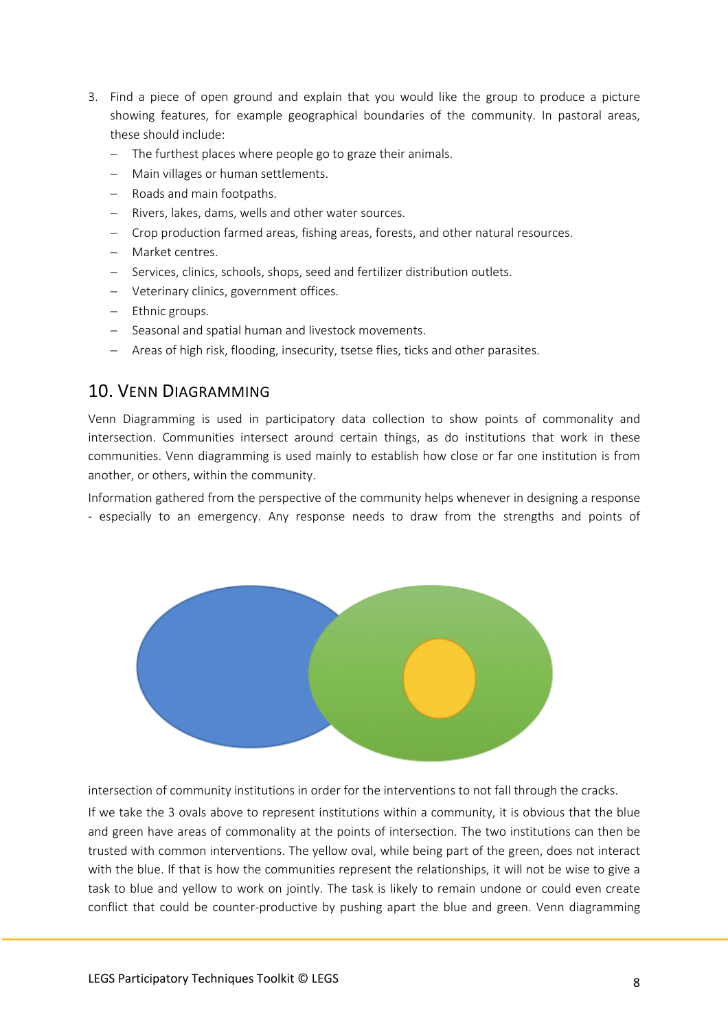3. Find a piece of open ground and explain that you would like the group to produce a picture showing features, for example geographical boundaries of the community. In pastoral areas, these should include:
   - The furthest places where people go to graze their animals.
   - Main villages or human settlements.
   - Roads and main footpaths.
   - Rivers, lakes, dams, wells and other water sources.
   - Crop production farmed areas, fishing areas, forests, and other natural resources.
   - Market centres.
   - Services, clinics, schools, shops, seed and fertilizer distribution outlets.
   - Veterinary clinics, government offices.
   - Ethnic groups.
   - Seasonal and spatial human and livestock movements.
   - Areas of high risk, flooding, insecurity, tsetse flies, ticks and other parasites.

## 10. Venn Diagramming

Venn Diagramming is used in participatory data collection to show points of commonality and intersection. Communities intersect around certain things, as do institutions that work in these communities. Venn diagramming is used mainly to establish how close or far one institution is from another, or others, within the community.

Information gathered from the perspective of the community helps whenever in designing a response - especially to an emergency. Any response needs to draw from the strengths and points of intersection of community institutions in order for the interventions to not fall through the cracks.

If we take the 3 ovals above to represent institutions within a community, it is obvious that the blue and green have areas of commonality at the points of intersection. The two institutions can then be trusted with common interventions. The yellow oval, while being part of the green, does not interact with the blue. If that is how the communities represent the relationships, it will not be wise to give a task to blue and yellow to work on jointly. The task is likely to remain undone or could even create conflict that could be counter-productive by pushing apart the blue and green. Venn diagramming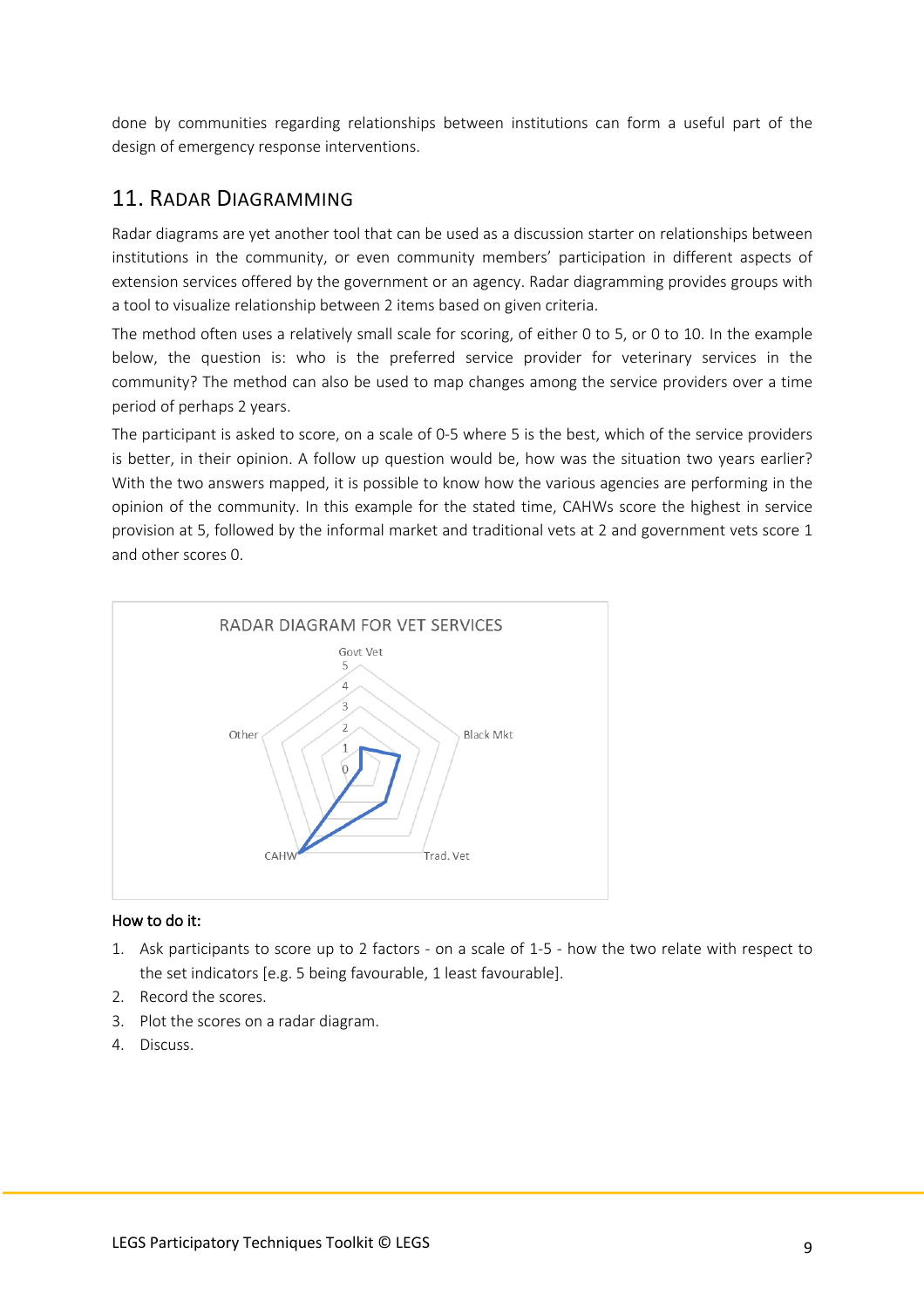done by communities regarding relationships between institutions can form a useful part of the design of emergency response interventions.

## 11. Radar Diagramming

Radar diagrams are yet another tool that can be used as a discussion starter on relationships between institutions in the community, or even community members' participation in different aspects of extension services offered by the government or an agency. Radar diagramming provides groups with a tool to visualize relationship between 2 items based on given criteria.

The method often uses a relatively small scale for scoring, of either 0 to 5, or 0 to 10. In the example below, the question is: who is the preferred service provider for veterinary services in the community? The method can also be used to map changes among the service providers over a time period of perhaps 2 years.

The participant is asked to score, on a scale of 0-5 where 5 is the best, which of the service providers is better, in their opinion. A follow up question would be, how was the situation two years earlier? With the two answers mapped, it is possible to know how the various agencies are performing in the opinion of the community. In this example for the stated time, CAHWs score the highest in service provision at 5, followed by the informal market and traditional vets at 2 and government vets score 1 and other scores 0.

RADAR DIAGRAM FOR VET SERVICES

Govt Vet

5
4
3
2
1
0

Black Mkt

Trad. Vet

CAHW

Other

**How to do it:**

1. Ask participants to score up to 2 factors - on a scale of 1-5 - how the two relate with respect to the set indicators [e.g. 5 being favourable, 1 least favourable].
2. Record the scores.
3. Plot the scores on a radar diagram.
4. Discuss.